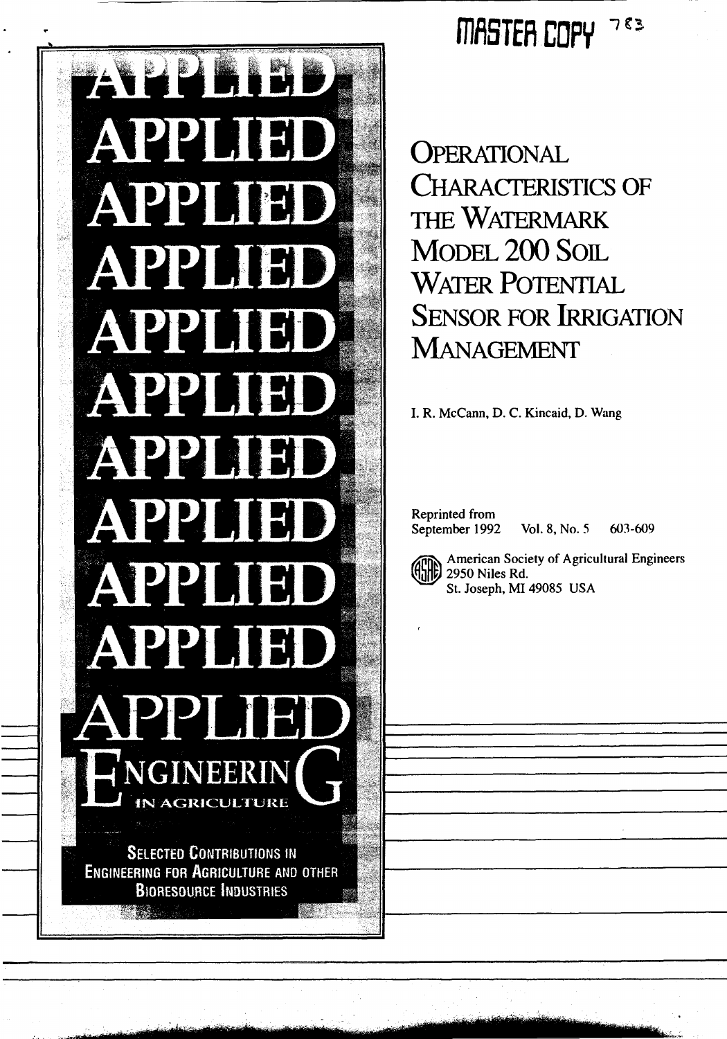MASTER COPY 783

# APPLIED ENGINEERING IN AGRICULTURE

SELECTED CONTRIBUTIONS IN ENGINEERING FOR AGRICULTURE AND OTHER BIORESOURCE INDUSTRIES

# Operational Characteristics of the Watermark Model 200 Soil Water Potential Sensor for Irrigation Management

I. R. McCann, D. C. Kincaid, D. Wang

Reprinted from
September 1992 Vol. 8, No. 5 603-609

American Society of Agricultural Engineers
2950 Niles Rd.
St. Joseph, MI 49085 USA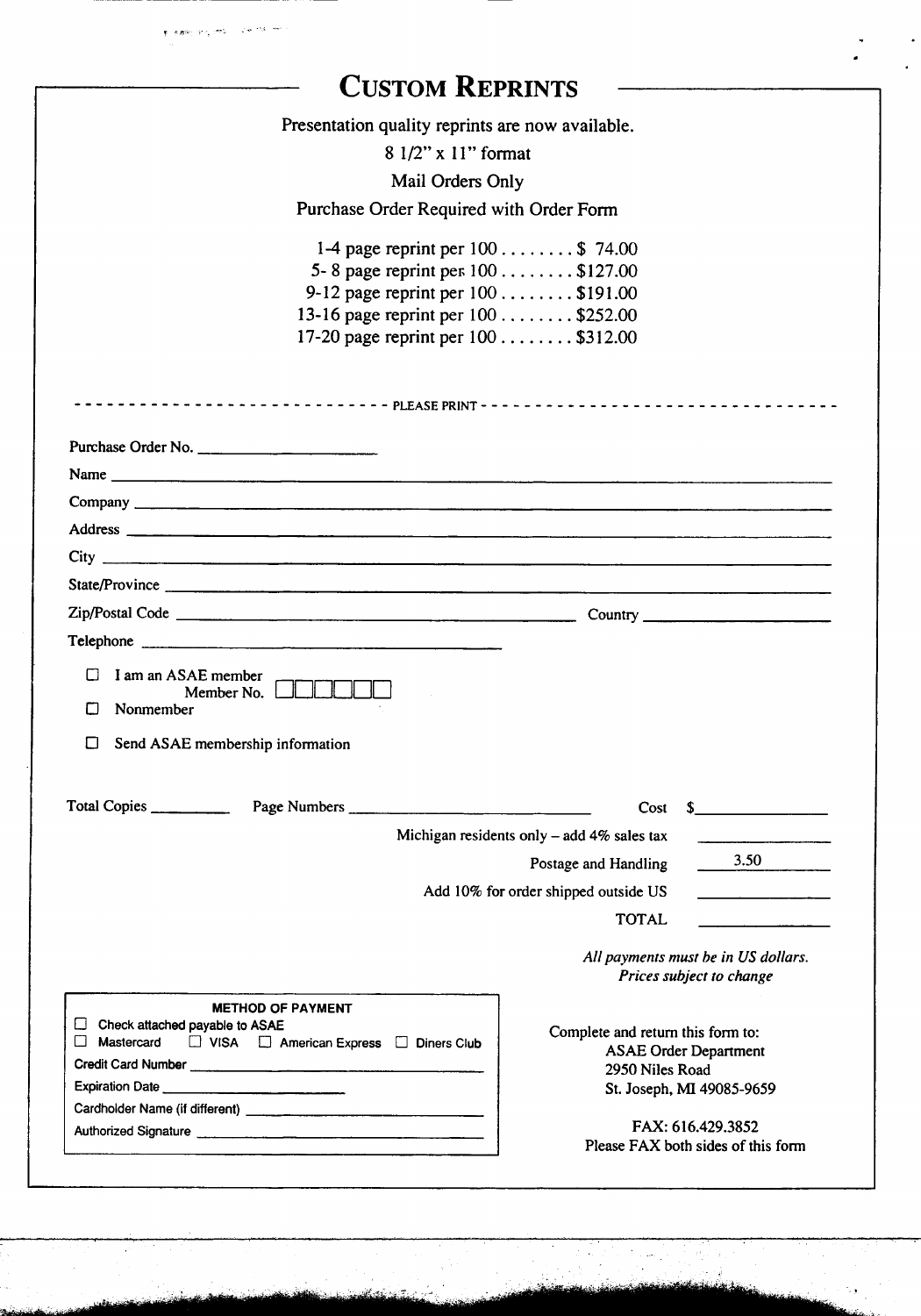# Custom Reprints

Presentation quality reprints are now available.

8 1/2" x 11" format

Mail Orders Only

Purchase Order Required with Order Form

| | |
|---|---|
| 1-4 page reprint per 100 | $ 74.00 |
| 5- 8 page reprint per 100 | $127.00 |
| 9-12 page reprint per 100 | $191.00 |
| 13-16 page reprint per 100 | $252.00 |
| 17-20 page reprint per 100 | $312.00 |

---------------------------- PLEASE PRINT ----------------------------

Purchase Order No. ____________________

Name ____________________

Company ____________________

Address ____________________

City ____________________

State/Province ____________________

Zip/Postal Code ____________________ Country ____________________

Telephone ____________________

☐ I am an ASAE member Member No. ☐☐☐☐☐☐

☐ Nonmember

☐ Send ASAE membership information

Total Copies __________ Page Numbers ____________________ Cost $__________

| | |
|---|---|
| Michigan residents only – add 4% sales tax | __________ |
| Postage and Handling | 3.50 |
| Add 10% for order shipped outside US | __________ |
| TOTAL | __________ |

*All payments must be in US dollars.*
*Prices subject to change*

**METHOD OF PAYMENT**

☐ Check attached payable to ASAE

☐ Mastercard ☐ VISA ☐ American Express ☐ Diners Club

Credit Card Number ____________________

Expiration Date ____________________

Cardholder Name (if different) ____________________

Authorized Signature ____________________

Complete and return this form to:
ASAE Order Department
2950 Niles Road
St. Joseph, MI 49085-9659

FAX: 616.429.3852
Please FAX both sides of this form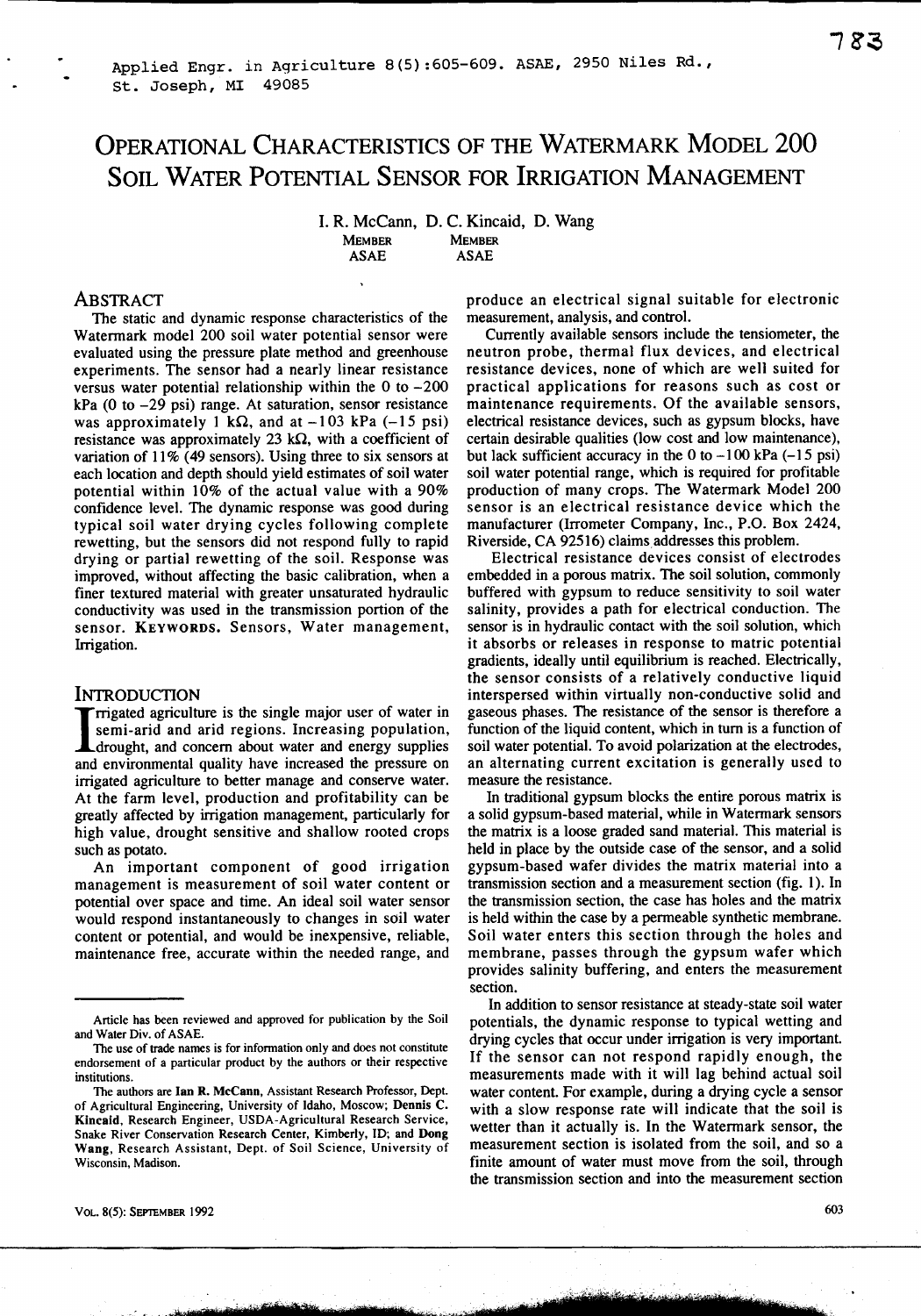Applied Engr. in Agriculture 8(5):605-609. ASAE, 2950 Niles Rd., St. Joseph, MI 49085

# Operational Characteristics of the Watermark Model 200 Soil Water Potential Sensor for Irrigation Management

I. R. McCann, D. C. Kincaid, D. Wang
MEMBER ASAE, MEMBER ASAE

## Abstract

The static and dynamic response characteristics of the Watermark model 200 soil water potential sensor were evaluated using the pressure plate method and greenhouse experiments. The sensor had a nearly linear resistance versus water potential relationship within the 0 to −200 kPa (0 to −29 psi) range. At saturation, sensor resistance was approximately 1 kΩ, and at −103 kPa (−15 psi) resistance was approximately 23 kΩ, with a coefficient of variation of 11% (49 sensors). Using three to six sensors at each location and depth should yield estimates of soil water potential within 10% of the actual value with a 90% confidence level. The dynamic response was good during typical soil water drying cycles following complete rewetting, but the sensors did not respond fully to rapid drying or partial rewetting of the soil. Response was improved, without affecting the basic calibration, when a finer textured material with greater unsaturated hydraulic conductivity was used in the transmission portion of the sensor. **Keywords.** Sensors, Water management, Irrigation.

## Introduction

Irrigated agriculture is the single major user of water in semi-arid and arid regions. Increasing population, drought, and concern about water and energy supplies and environmental quality have increased the pressure on irrigated agriculture to better manage and conserve water. At the farm level, production and profitability can be greatly affected by irrigation management, particularly for high value, drought sensitive and shallow rooted crops such as potato.

An important component of good irrigation management is measurement of soil water content or potential over space and time. An ideal soil water sensor would respond instantaneously to changes in soil water content or potential, and would be inexpensive, reliable, maintenance free, accurate within the needed range, and produce an electrical signal suitable for electronic measurement, analysis, and control.

Currently available sensors include the tensiometer, the neutron probe, thermal flux devices, and electrical resistance devices, none of which are well suited for practical applications for reasons such as cost or maintenance requirements. Of the available sensors, electrical resistance devices, such as gypsum blocks, have certain desirable qualities (low cost and low maintenance), but lack sufficient accuracy in the 0 to −100 kPa (−15 psi) soil water potential range, which is required for profitable production of many crops. The Watermark Model 200 sensor is an electrical resistance device which the manufacturer (Irrometer Company, Inc., P.O. Box 2424, Riverside, CA 92516) claims addresses this problem.

Electrical resistance devices consist of electrodes embedded in a porous matrix. The soil solution, commonly buffered with gypsum to reduce sensitivity to soil water salinity, provides a path for electrical conduction. The sensor is in hydraulic contact with the soil solution, which it absorbs or releases in response to matric potential gradients, ideally until equilibrium is reached. Electrically, the sensor consists of a relatively conductive liquid interspersed within virtually non-conductive solid and gaseous phases. The resistance of the sensor is therefore a function of the liquid content, which in turn is a function of soil water potential. To avoid polarization at the electrodes, an alternating current excitation is generally used to measure the resistance.

In traditional gypsum blocks the entire porous matrix is a solid gypsum-based material, while in Watermark sensors the matrix is a loose graded sand material. This material is held in place by the outside case of the sensor, and a solid gypsum-based wafer divides the matrix material into a transmission section and a measurement section (fig. 1). In the transmission section, the case has holes and the matrix is held within the case by a permeable synthetic membrane. Soil water enters this section through the holes and membrane, passes through the gypsum wafer which provides salinity buffering, and enters the measurement section.

In addition to sensor resistance at steady-state soil water potentials, the dynamic response to typical wetting and drying cycles that occur under irrigation is very important. If the sensor can not respond rapidly enough, the measurements made with it will lag behind actual soil water content. For example, during a drying cycle a sensor with a slow response rate will indicate that the soil is wetter than it actually is. In the Watermark sensor, the measurement section is isolated from the soil, and so a finite amount of water must move from the soil, through the transmission section and into the measurement section

---

Article has been reviewed and approved for publication by the Soil and Water Div. of ASAE.

The use of trade names is for information only and does not constitute endorsement of a particular product by the authors or their respective institutions.

The authors are **Ian R. McCann**, Assistant Research Professor, Dept. of Agricultural Engineering, University of Idaho, Moscow; **Dennis C. Kincaid**, Research Engineer, USDA-Agricultural Research Service, Snake River Conservation Research Center, Kimberly, ID; and **Dong Wang**, Research Assistant, Dept. of Soil Science, University of Wisconsin, Madison.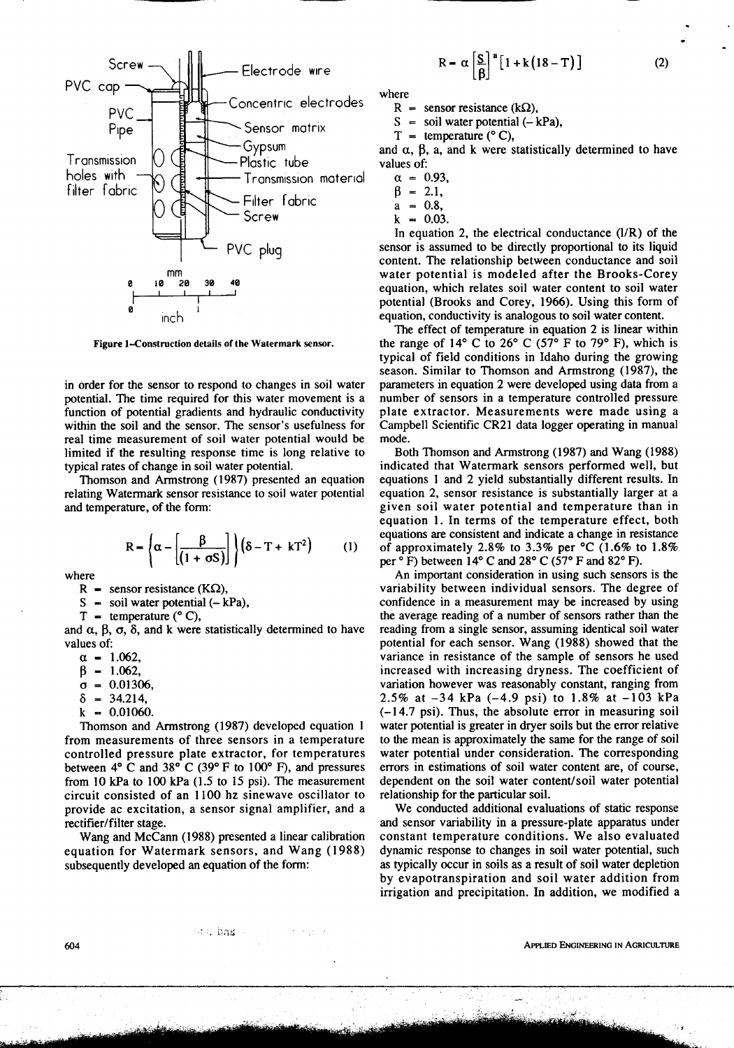Figure 1–Construction details of the Watermark sensor.

in order for the sensor to respond to changes in soil water potential. The time required for this water movement is a function of potential gradients and hydraulic conductivity within the soil and the sensor. The sensor's usefulness for real time measurement of soil water potential would be limited if the resulting response time is long relative to typical rates of change in soil water potential.

Thomson and Armstrong (1987) presented an equation relating Watermark sensor resistance to soil water potential and temperature, of the form:

$$R = \left\{ \alpha - \left[ \frac{\beta}{(1+\sigma S)} \right] \right\} \left( \delta - T + kT^2 \right) \qquad (1)$$

where

$R$ = sensor resistance (KΩ),
$S$ = soil water potential (– kPa),
$T$ = temperature (° C),

and $\alpha$, $\beta$, $\sigma$, $\delta$, and $k$ were statistically determined to have values of:

$\alpha$ = 1.062,
$\beta$ = 1.062,
$\sigma$ = 0.01306,
$\delta$ = 34.214,
$k$ = 0.01060.

Thomson and Armstrong (1987) developed equation 1 from measurements of three sensors in a temperature controlled pressure plate extractor, for temperatures between 4° C and 38° C (39° F to 100° F), and pressures from 10 kPa to 100 kPa (1.5 to 15 psi). The measurement circuit consisted of an 1100 hz sinewave oscillator to provide ac excitation, a sensor signal amplifier, and a rectifier/filter stage.

Wang and McCann (1988) presented a linear calibration equation for Watermark sensors, and Wang (1988) subsequently developed an equation of the form:

$$R = \alpha \left[ \frac{S}{\beta} \right]^{a} \left[ 1 + k(18 - T) \right] \qquad (2)$$

where

$R$ = sensor resistance (kΩ),
$S$ = soil water potential (– kPa),
$T$ = temperature (° C),

and $\alpha$, $\beta$, $a$, and $k$ were statistically determined to have values of:

$\alpha$ = 0.93,
$\beta$ = 2.1,
$a$ = 0.8,
$k$ = 0.03.

In equation 2, the electrical conductance (1/R) of the sensor is assumed to be directly proportional to its liquid content. The relationship between conductance and soil water potential is modeled after the Brooks-Corey equation, which relates soil water content to soil water potential (Brooks and Corey, 1966). Using this form of equation, conductivity is analogous to soil water content.

The effect of temperature in equation 2 is linear within the range of 14° C to 26° C (57° F to 79° F), which is typical of field conditions in Idaho during the growing season. Similar to Thomson and Armstrong (1987), the parameters in equation 2 were developed using data from a number of sensors in a temperature controlled pressure plate extractor. Measurements were made using a Campbell Scientific CR21 data logger operating in manual mode.

Both Thomson and Armstrong (1987) and Wang (1988) indicated that Watermark sensors performed well, but equations 1 and 2 yield substantially different results. In equation 2, sensor resistance is substantially larger at a given soil water potential and temperature than in equation 1. In terms of the temperature effect, both equations are consistent and indicate a change in resistance of approximately 2.8% to 3.3% per °C (1.6% to 1.8% per ° F) between 14° C and 28° C (57° F and 82° F).

An important consideration in using such sensors is the variability between individual sensors. The degree of confidence in a measurement may be increased by using the average reading of a number of sensors rather than the reading from a single sensor, assuming identical soil water potential for each sensor. Wang (1988) showed that the variance in resistance of the sample of sensors he used increased with increasing dryness. The coefficient of variation however was reasonably constant, ranging from 2.5% at –34 kPa (–4.9 psi) to 1.8% at –103 kPa (–14.7 psi). Thus, the absolute error in measuring soil water potential is greater in dryer soils but the error relative to the mean is approximately the same for the range of soil water potential under consideration. The corresponding errors in estimations of soil water content are, of course, dependent on the soil water content/soil water potential relationship for the particular soil.

We conducted additional evaluations of static response and sensor variability in a pressure-plate apparatus under constant temperature conditions. We also evaluated dynamic response to changes in soil water potential, such as typically occur in soils as a result of soil water depletion by evapotranspiration and soil water addition from irrigation and precipitation. In addition, we modified a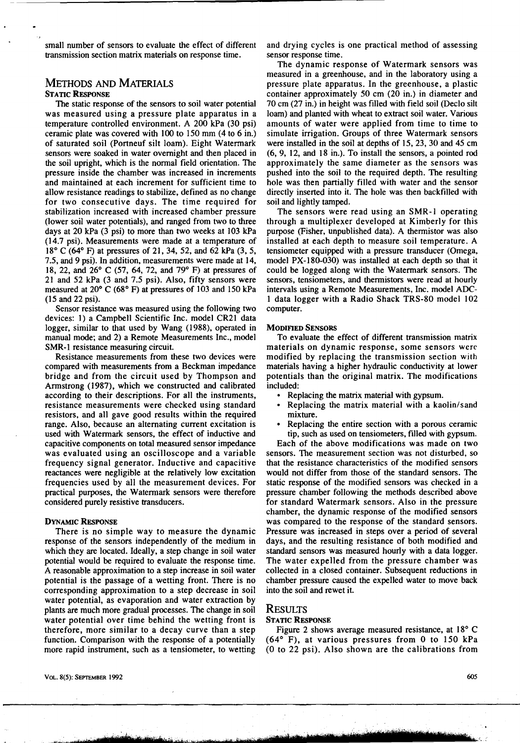small number of sensors to evaluate the effect of different transmission section matrix materials on response time.

## METHODS AND MATERIALS

### STATIC RESPONSE

The static response of the sensors to soil water potential was measured using a pressure plate apparatus in a temperature controlled environment. A 200 kPa (30 psi) ceramic plate was covered with 100 to 150 mm (4 to 6 in.) of saturated soil (Portneuf silt loam). Eight Watermark sensors were soaked in water overnight and then placed in the soil upright, which is the normal field orientation. The pressure inside the chamber was increased in increments and maintained at each increment for sufficient time to allow resistance readings to stabilize, defined as no change for two consecutive days. The time required for stabilization increased with increased chamber pressure (lower soil water potentials), and ranged from two to three days at 20 kPa (3 psi) to more than two weeks at 103 kPa (14.7 psi). Measurements were made at a temperature of 18° C (64° F) at pressures of 21, 34, 52, and 62 kPa (3, 5, 7.5, and 9 psi). In addition, measurements were made at 14, 18, 22, and 26° C (57, 64, 72, and 79° F) at pressures of 21 and 52 kPa (3 and 7.5 psi). Also, fifty sensors were measured at 20° C (68° F) at pressures of 103 and 150 kPa (15 and 22 psi).

Sensor resistance was measured using the following two devices: 1) a Campbell Scientific Inc. model CR21 data logger, similar to that used by Wang (1988), operated in manual mode; and 2) a Remote Measurements Inc., model SMR-1 resistance measuring circuit.

Resistance measurements from these two devices were compared with measurements from a Beckman impedance bridge and from the circuit used by Thompson and Armstrong (1987), which we constructed and calibrated according to their descriptions. For all the instruments, resistance measurements were checked using standard resistors, and all gave good results within the required range. Also, because an alternating current excitation is used with Watermark sensors, the effect of inductive and capacitive components on total measured sensor impedance was evaluated using an oscilloscope and a variable frequency signal generator. Inductive and capacitive reactances were negligible at the relatively low excitation frequencies used by all the measurement devices. For practical purposes, the Watermark sensors were therefore considered purely resistive transducers.

### DYNAMIC RESPONSE

There is no simple way to measure the dynamic response of the sensors independently of the medium in which they are located. Ideally, a step change in soil water potential would be required to evaluate the response time. A reasonable approximation to a step increase in soil water potential is the passage of a wetting front. There is no corresponding approximation to a step decrease in soil water potential, as evaporation and water extraction by plants are much more gradual processes. The change in soil water potential over time behind the wetting front is therefore, more similar to a decay curve than a step function. Comparison with the response of a potentially more rapid instrument, such as a tensiometer, to wetting and drying cycles is one practical method of assessing sensor response time.

The dynamic response of Watermark sensors was measured in a greenhouse, and in the laboratory using a pressure plate apparatus. In the greenhouse, a plastic container approximately 50 cm (20 in.) in diameter and 70 cm (27 in.) in height was filled with field soil (Declo silt loam) and planted with wheat to extract soil water. Various amounts of water were applied from time to time to simulate irrigation. Groups of three Watermark sensors were installed in the soil at depths of 15, 23, 30 and 45 cm (6, 9, 12, and 18 in.). To install the sensors, a pointed rod approximately the same diameter as the sensors was pushed into the soil to the required depth. The resulting hole was then partially filled with water and the sensor directly inserted into it. The hole was then backfilled with soil and lightly tamped.

The sensors were read using an SMR-1 operating through a multiplexer developed at Kimberly for this purpose (Fisher, unpublished data). A thermistor was also installed at each depth to measure soil temperature. A tensiometer equipped with a pressure transducer (Omega, model PX-180-030) was installed at each depth so that it could be logged along with the Watermark sensors. The sensors, tensiometers, and thermistors were read at hourly intervals using a Remote Measurements, Inc. model ADC-1 data logger with a Radio Shack TRS-80 model 102 computer.

### MODIFIED SENSORS

To evaluate the effect of different transmission matrix materials on dynamic response, some sensors were modified by replacing the transmission section with materials having a higher hydraulic conductivity at lower potentials than the original matrix. The modifications included:

- Replacing the matrix material with gypsum.
- Replacing the matrix material with a kaolin/sand mixture.
- Replacing the entire section with a porous ceramic tip, such as used on tensiometers, filled with gypsum.

Each of the above modifications was made on two sensors. The measurement section was not disturbed, so that the resistance characteristics of the modified sensors would not differ from those of the standard sensors. The static response of the modified sensors was checked in a pressure chamber following the methods described above for standard Watermark sensors. Also in the pressure chamber, the dynamic response of the modified sensors was compared to the response of the standard sensors. Pressure was increased in steps over a period of several days, and the resulting resistance of both modified and standard sensors was measured hourly with a data logger. The water expelled from the pressure chamber was collected in a closed container. Subsequent reductions in chamber pressure caused the expelled water to move back into the soil and rewet it.

## RESULTS

### STATIC RESPONSE

Figure 2 shows average measured resistance, at 18° C (64° F), at various pressures from 0 to 150 kPa (0 to 22 psi). Also shown are the calibrations from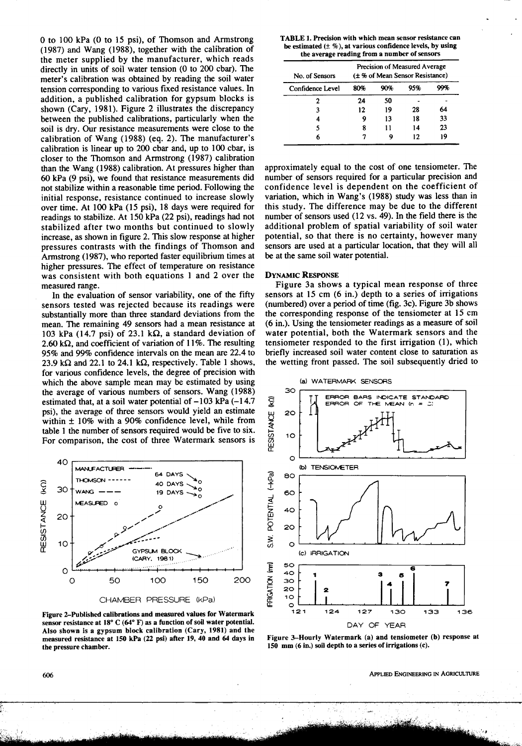0 to 100 kPa (0 to 15 psi), of Thomson and Armstrong (1987) and Wang (1988), together with the calibration of the meter supplied by the manufacturer, which reads directly in units of soil water tension (0 to 200 cbar). The meter's calibration was obtained by reading the soil water tension corresponding to various fixed resistance values. In addition, a published calibration for gypsum blocks is shown (Cary, 1981). Figure 2 illustrates the discrepancy between the published calibrations, particularly when the soil is dry. Our resistance measurements were close to the calibration of Wang (1988) (eq. 2). The manufacturer's calibration is linear up to 200 cbar and, up to 100 cbar, is closer to the Thomson and Armstrong (1987) calibration than the Wang (1988) calibration. At pressures higher than 60 kPa (9 psi), we found that resistance measurements did not stabilize within a reasonable time period. Following the initial response, resistance continued to increase slowly over time. At 100 kPa (15 psi), 18 days were required for readings to stabilize. At 150 kPa (22 psi), readings had not stabilized after two months but continued to slowly increase, as shown in figure 2. This slow response at higher pressures contrasts with the findings of Thomson and Armstrong (1987), who reported faster equilibrium times at higher pressures. The effect of temperature on resistance was consistent with both equations 1 and 2 over the measured range.

In the evaluation of sensor variability, one of the fifty sensors tested was rejected because its readings were substantially more than three standard deviations from the mean. The remaining 49 sensors had a mean resistance at 103 kPa (14.7 psi) of 23.1 kΩ, a standard deviation of 2.60 kΩ, and coefficient of variation of 11%. The resulting 95% and 99% confidence intervals on the mean are 22.4 to 23.9 kΩ and 22.1 to 24.1 kΩ, respectively. Table 1 shows, for various confidence levels, the degree of precision with which the above sample mean may be estimated by using the average of various numbers of sensors. Wang (1988) estimated that, at a soil water potential of −103 kPa (−14.7 psi), the average of three sensors would yield an estimate within ± 10% with a 90% confidence level, while from table 1 the number of sensors required would be five to six. For comparison, the cost of three Watermark sensors is approximately equal to the cost of one tensiometer. The number of sensors required for a particular precision and confidence level is dependent on the coefficient of variation, which in Wang's (1988) study was less than in this study. The difference may be due to the different number of sensors used (12 vs. 49). In the field there is the additional problem of spatial variability of soil water potential, so that there is no certainty, however many sensors are used at a particular location, that they will all be at the same soil water potential.

Figure 2–Published calibrations and measured values for Watermark sensor resistance at 18° C (64° F) as a function of soil water potential. Also shown is a gypsum block calibration (Cary, 1981) and the measured resistance at 150 kPa (22 psi) after 19, 40 and 64 days in the pressure chamber.

**TABLE 1. Precision with which mean sensor resistance can be estimated (± %), at various confidence levels, by using the average reading from a number of sensors**

| No. of Sensors | Precision of Measured Average (± % of Mean Sensor Resistance) | | | |
|---|---|---|---|---|
| Confidence Level | 80% | 90% | 95% | 99% |
| 2 | 24 | 50 | - | - |
| 3 | 12 | 19 | 28 | 64 |
| 4 | 9 | 13 | 18 | 33 |
| 5 | 8 | 11 | 14 | 23 |
| 6 | 7 | 9 | 12 | 19 |

## DYNAMIC RESPONSE

Figure 3a shows a typical mean response of three sensors at 15 cm (6 in.) depth to a series of irrigations (numbered) over a period of time (fig. 3c). Figure 3b shows the corresponding response of the tensiometer at 15 cm (6 in.). Using the tensiometer readings as a measure of soil water potential, both the Watermark sensors and the tensiometer responded to the first irrigation (1), which briefly increased soil water content close to saturation as the wetting front passed. The soil subsequently dried to

Figure 3–Hourly Watermark (a) and tensiometer (b) response at 150 mm (6 in.) soil depth to a series of irrigations (c).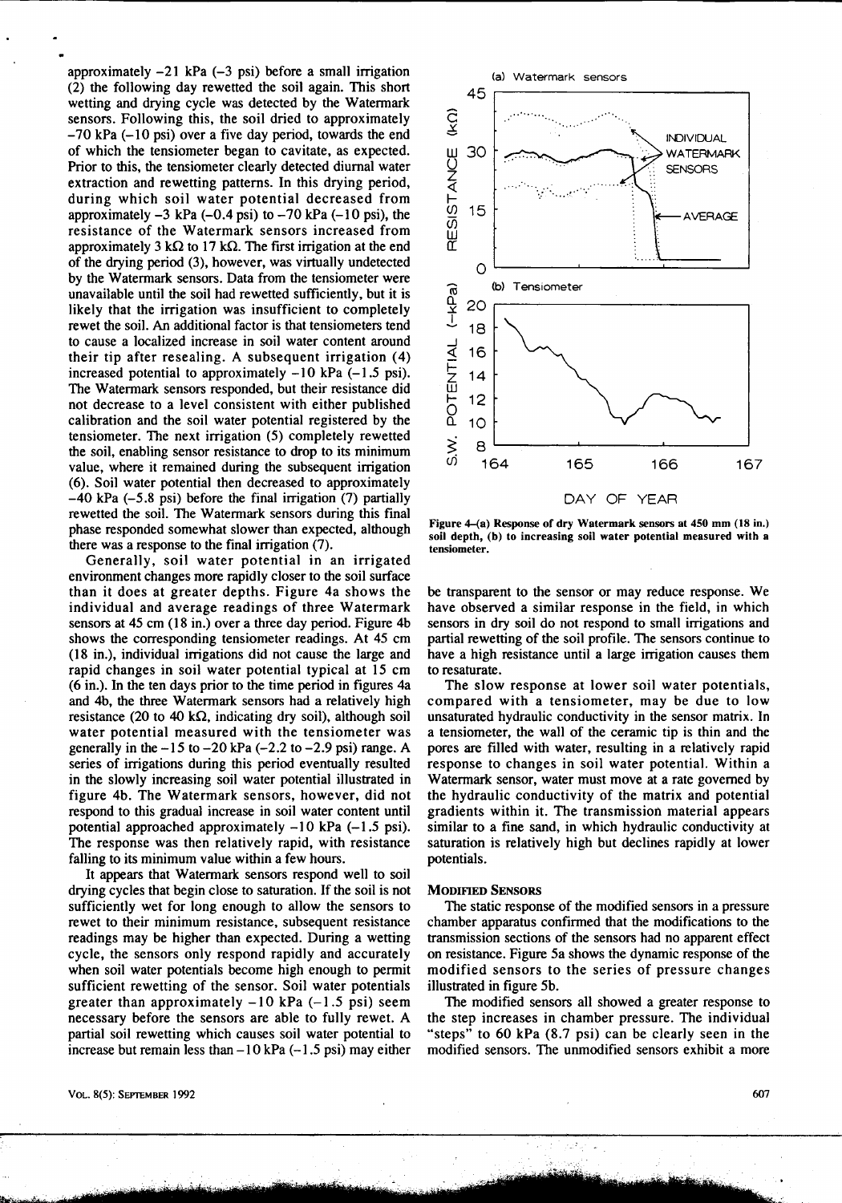approximately −21 kPa (−3 psi) before a small irrigation (2) the following day rewetted the soil again. This short wetting and drying cycle was detected by the Watermark sensors. Following this, the soil dried to approximately −70 kPa (−10 psi) over a five day period, towards the end of which the tensiometer began to cavitate, as expected. Prior to this, the tensiometer clearly detected diurnal water extraction and rewetting patterns. In this drying period, during which soil water potential decreased from approximately −3 kPa (−0.4 psi) to −70 kPa (−10 psi), the resistance of the Watermark sensors increased from approximately 3 kΩ to 17 kΩ. The first irrigation at the end of the drying period (3), however, was virtually undetected by the Watermark sensors. Data from the tensiometer were unavailable until the soil had rewetted sufficiently, but it is likely that the irrigation was insufficient to completely rewet the soil. An additional factor is that tensiometers tend to cause a localized increase in soil water content around their tip after resealing. A subsequent irrigation (4) increased potential to approximately −10 kPa (−1.5 psi). The Watermark sensors responded, but their resistance did not decrease to a level consistent with either published calibration and the soil water potential registered by the tensiometer. The next irrigation (5) completely rewetted the soil, enabling sensor resistance to drop to its minimum value, where it remained during the subsequent irrigation (6). Soil water potential then decreased to approximately −40 kPa (−5.8 psi) before the final irrigation (7) partially rewetted the soil. The Watermark sensors during this final phase responded somewhat slower than expected, although there was a response to the final irrigation (7).

Generally, soil water potential in an irrigated environment changes more rapidly closer to the soil surface than it does at greater depths. Figure 4a shows the individual and average readings of three Watermark sensors at 45 cm (18 in.) over a three day period. Figure 4b shows the corresponding tensiometer readings. At 45 cm (18 in.), individual irrigations did not cause the large and rapid changes in soil water potential typical at 15 cm (6 in.). In the ten days prior to the time period in figures 4a and 4b, the three Watermark sensors had a relatively high resistance (20 to 40 kΩ, indicating dry soil), although soil water potential measured with the tensiometer was generally in the −15 to −20 kPa (−2.2 to −2.9 psi) range. A series of irrigations during this period eventually resulted in the slowly increasing soil water potential illustrated in figure 4b. The Watermark sensors, however, did not respond to this gradual increase in soil water content until potential approached approximately −10 kPa (−1.5 psi). The response was then relatively rapid, with resistance falling to its minimum value within a few hours.

It appears that Watermark sensors respond well to soil drying cycles that begin close to saturation. If the soil is not sufficiently wet for long enough to allow the sensors to rewet to their minimum resistance, subsequent resistance readings may be higher than expected. During a wetting cycle, the sensors only respond rapidly and accurately when soil water potentials become high enough to permit sufficient rewetting of the sensor. Soil water potentials greater than approximately −10 kPa (−1.5 psi) seem necessary before the sensors are able to fully rewet. A partial soil rewetting which causes soil water potential to increase but remain less than −10 kPa (−1.5 psi) may either be transparent to the sensor or may reduce response. We have observed a similar response in the field, in which sensors in dry soil do not respond to small irrigations and partial rewetting of the soil profile. The sensors continue to have a high resistance until a large irrigation causes them to resaturate.

The slow response at lower soil water potentials, compared with a tensiometer, may be due to low unsaturated hydraulic conductivity in the sensor matrix. In a tensiometer, the wall of the ceramic tip is thin and the pores are filled with water, resulting in a relatively rapid response to changes in soil water potential. Within a Watermark sensor, water must move at a rate governed by the hydraulic conductivity of the matrix and potential gradients within it. The transmission material appears similar to a fine sand, in which hydraulic conductivity at saturation is relatively high but declines rapidly at lower potentials.

Figure 4–(a) Response of dry Watermark sensors at 450 mm (18 in.) soil depth, (b) to increasing soil water potential measured with a tensiometer.

## Modified Sensors

The static response of the modified sensors in a pressure chamber apparatus confirmed that the modifications to the transmission sections of the sensors had no apparent effect on resistance. Figure 5a shows the dynamic response of the modified sensors to the series of pressure changes illustrated in figure 5b.

The modified sensors all showed a greater response to the step increases in chamber pressure. The individual "steps" to 60 kPa (8.7 psi) can be clearly seen in the modified sensors. The unmodified sensors exhibit a more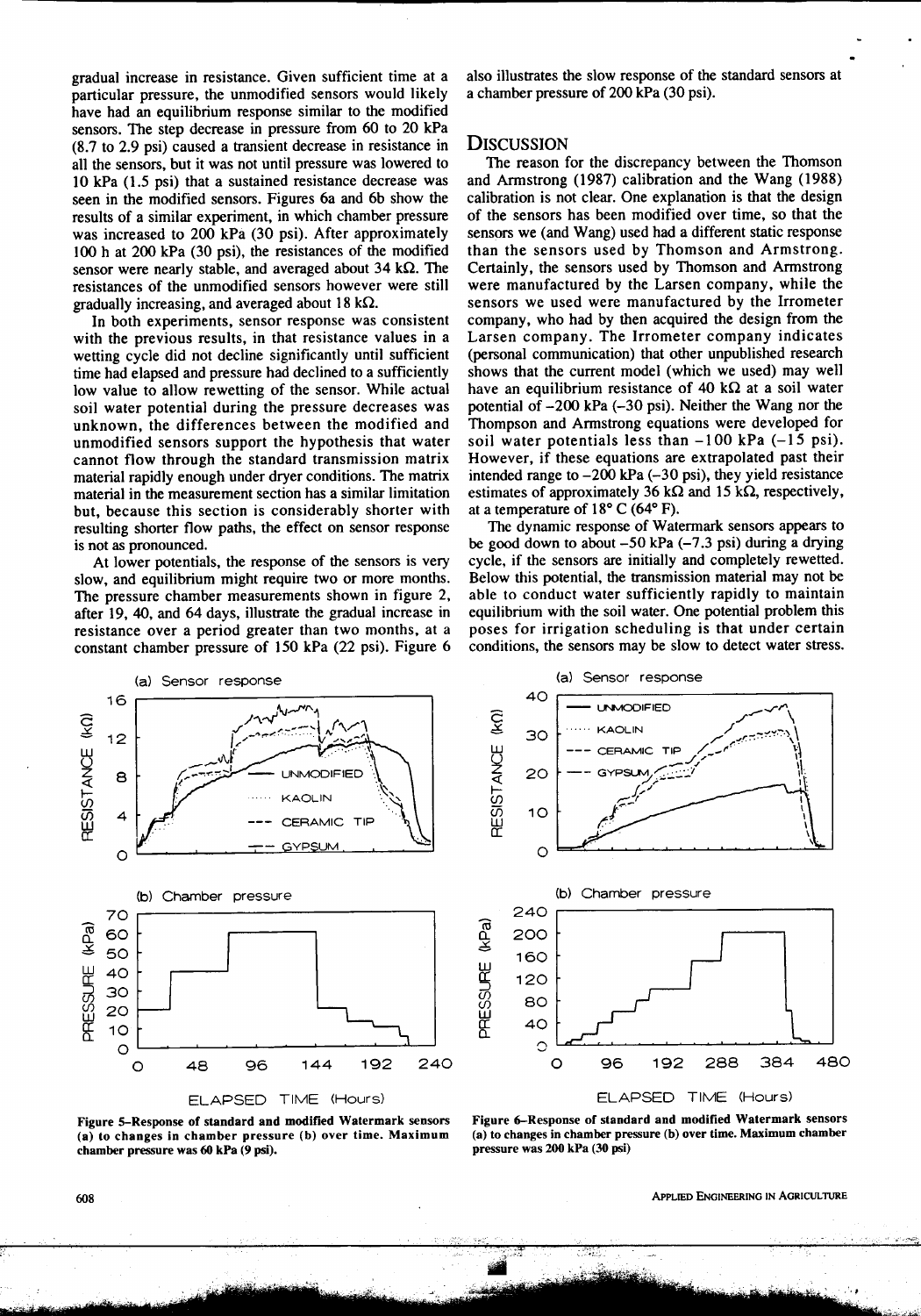gradual increase in resistance. Given sufficient time at a particular pressure, the unmodified sensors would likely have had an equilibrium response similar to the modified sensors. The step decrease in pressure from 60 to 20 kPa (8.7 to 2.9 psi) caused a transient decrease in resistance in all the sensors, but it was not until pressure was lowered to 10 kPa (1.5 psi) that a sustained resistance decrease was seen in the modified sensors. Figures 6a and 6b show the results of a similar experiment, in which chamber pressure was increased to 200 kPa (30 psi). After approximately 100 h at 200 kPa (30 psi), the resistances of the modified sensor were nearly stable, and averaged about 34 kΩ. The resistances of the unmodified sensors however were still gradually increasing, and averaged about 18 kΩ.

In both experiments, sensor response was consistent with the previous results, in that resistance values in a wetting cycle did not decline significantly until sufficient time had elapsed and pressure had declined to a sufficiently low value to allow rewetting of the sensor. While actual soil water potential during the pressure decreases was unknown, the differences between the modified and unmodified sensors support the hypothesis that water cannot flow through the standard transmission matrix material rapidly enough under dryer conditions. The matrix material in the measurement section has a similar limitation but, because this section is considerably shorter with resulting shorter flow paths, the effect on sensor response is not as pronounced.

At lower potentials, the response of the sensors is very slow, and equilibrium might require two or more months. The pressure chamber measurements shown in figure 2, after 19, 40, and 64 days, illustrate the gradual increase in resistance over a period greater than two months, at a constant chamber pressure of 150 kPa (22 psi). Figure 6 also illustrates the slow response of the standard sensors at a chamber pressure of 200 kPa (30 psi).

## Discussion

The reason for the discrepancy between the Thomson and Armstrong (1987) calibration and the Wang (1988) calibration is not clear. One explanation is that the design of the sensors has been modified over time, so that the sensors we (and Wang) used had a different static response than the sensors used by Thomson and Armstrong. Certainly, the sensors used by Thomson and Armstrong were manufactured by the Larsen company, while the sensors we used were manufactured by the Irrometer company, who had by then acquired the design from the Larsen company. The Irrometer company indicates (personal communication) that other unpublished research shows that the current model (which we used) may well have an equilibrium resistance of 40 kΩ at a soil water potential of −200 kPa (−30 psi). Neither the Wang nor the Thompson and Armstrong equations were developed for soil water potentials less than −100 kPa (−15 psi). However, if these equations are extrapolated past their intended range to −200 kPa (−30 psi), they yield resistance estimates of approximately 36 kΩ and 15 kΩ, respectively, at a temperature of 18° C (64° F).

The dynamic response of Watermark sensors appears to be good down to about −50 kPa (−7.3 psi) during a drying cycle, if the sensors are initially and completely rewetted. Below this potential, the transmission material may not be able to conduct water sufficiently rapidly to maintain equilibrium with the soil water. One potential problem this poses for irrigation scheduling is that under certain conditions, the sensors may be slow to detect water stress.

**Figure 5–Response of standard and modified Watermark sensors (a) to changes in chamber pressure (b) over time. Maximum chamber pressure was 60 kPa (9 psi).**

**Figure 6–Response of standard and modified Watermark sensors (a) to changes in chamber pressure (b) over time. Maximum chamber pressure was 200 kPa (30 psi)**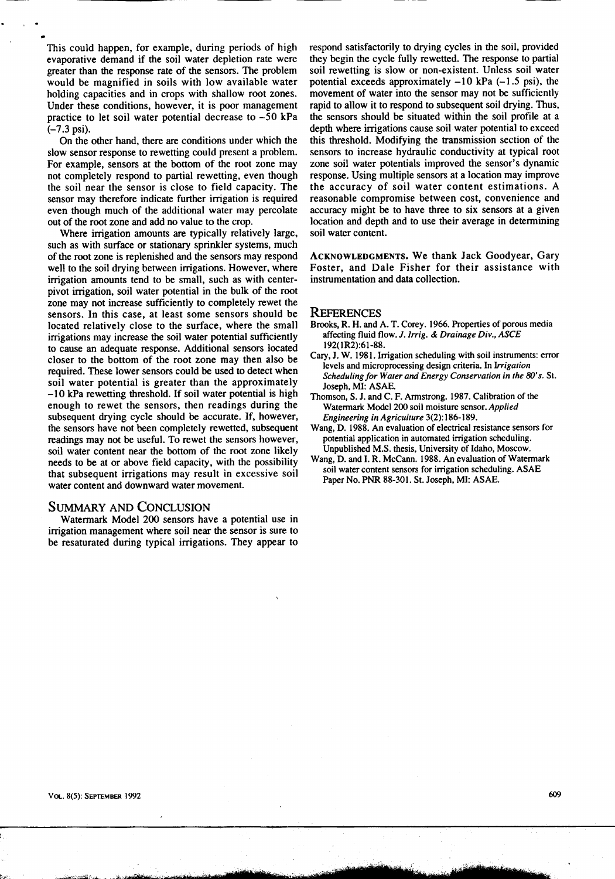This could happen, for example, during periods of high evaporative demand if the soil water depletion rate were greater than the response rate of the sensors. The problem would be magnified in soils with low available water holding capacities and in crops with shallow root zones. Under these conditions, however, it is poor management practice to let soil water potential decrease to −50 kPa (−7.3 psi).

On the other hand, there are conditions under which the slow sensor response to rewetting could present a problem. For example, sensors at the bottom of the root zone may not completely respond to partial rewetting, even though the soil near the sensor is close to field capacity. The sensor may therefore indicate further irrigation is required even though much of the additional water may percolate out of the root zone and add no value to the crop.

Where irrigation amounts are typically relatively large, such as with surface or stationary sprinkler systems, much of the root zone is replenished and the sensors may respond well to the soil drying between irrigations. However, where irrigation amounts tend to be small, such as with center-pivot irrigation, soil water potential in the bulk of the root zone may not increase sufficiently to completely rewet the sensors. In this case, at least some sensors should be located relatively close to the surface, where the small irrigations may increase the soil water potential sufficiently to cause an adequate response. Additional sensors located closer to the bottom of the root zone may then also be required. These lower sensors could be used to detect when soil water potential is greater than the approximately −10 kPa rewetting threshold. If soil water potential is high enough to rewet the sensors, then readings during the subsequent drying cycle should be accurate. If, however, the sensors have not been completely rewetted, subsequent readings may not be useful. To rewet the sensors however, soil water content near the bottom of the root zone likely needs to be at or above field capacity, with the possibility that subsequent irrigations may result in excessive soil water content and downward water movement.

## Summary and Conclusion

Watermark Model 200 sensors have a potential use in irrigation management where soil near the sensor is sure to be resaturated during typical irrigations. They appear to respond satisfactorily to drying cycles in the soil, provided they begin the cycle fully rewetted. The response to partial soil rewetting is slow or non-existent. Unless soil water potential exceeds approximately −10 kPa (−1.5 psi), the movement of water into the sensor may not be sufficiently rapid to allow it to respond to subsequent soil drying. Thus, the sensors should be situated within the soil profile at a depth where irrigations cause soil water potential to exceed this threshold. Modifying the transmission section of the sensors to increase hydraulic conductivity at typical root zone soil water potentials improved the sensor's dynamic response. Using multiple sensors at a location may improve the accuracy of soil water content estimations. A reasonable compromise between cost, convenience and accuracy might be to have three to six sensors at a given location and depth and to use their average in determining soil water content.

**Acknowledgments.** We thank Jack Goodyear, Gary Foster, and Dale Fisher for their assistance with instrumentation and data collection.

## References

Brooks, R. H. and A. T. Corey. 1966. Properties of porous media affecting fluid flow. *J. Irrig. & Drainage Div., ASCE* 192(1R2):61-88.

Cary, J. W. 1981. Irrigation scheduling with soil instruments: error levels and microprocessing design criteria. In *Irrigation Scheduling for Water and Energy Conservation in the 80's*. St. Joseph, MI: ASAE.

Thomson, S. J. and C. F. Armstrong. 1987. Calibration of the Watermark Model 200 soil moisture sensor. *Applied Engineering in Agriculture* 3(2):186-189.

Wang, D. 1988. An evaluation of electrical resistance sensors for potential application in automated irrigation scheduling. Unpublished M.S. thesis, University of Idaho, Moscow.

Wang, D. and I. R. McCann. 1988. An evaluation of Watermark soil water content sensors for irrigation scheduling. ASAE Paper No. PNR 88-301. St. Joseph, MI: ASAE.